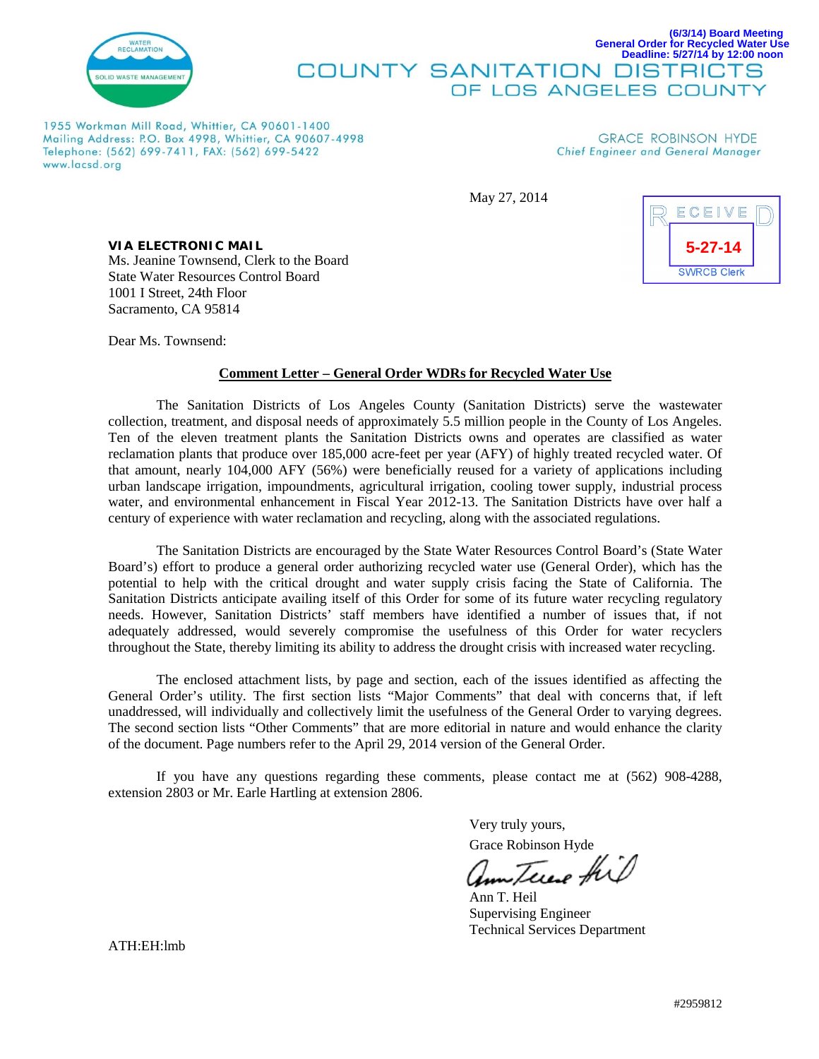(6/3/14) Board Meeting
General Order for Recycled Water Use
Deadline: 5/27/14 by 12:00 noon

# COUNTY SANITATION DISTRICTS OF LOS ANGELES COUNTY

1955 Workman Mill Road, Whittier, CA 90601-1400
Mailing Address: P.O. Box 4998, Whittier, CA 90607-4998
Telephone: (562) 699-7411, FAX: (562) 699-5422
www.lacsd.org

GRACE ROBINSON HYDE
*Chief Engineer and General Manager*

May 27, 2014

RECEIVED
5-27-14
SWRCB Clerk

**VIA ELECTRONIC MAIL**
Ms. Jeanine Townsend, Clerk to the Board
State Water Resources Control Board
1001 I Street, 24th Floor
Sacramento, CA 95814

Dear Ms. Townsend:

**Comment Letter – General Order WDRs for Recycled Water Use**

The Sanitation Districts of Los Angeles County (Sanitation Districts) serve the wastewater collection, treatment, and disposal needs of approximately 5.5 million people in the County of Los Angeles. Ten of the eleven treatment plants the Sanitation Districts owns and operates are classified as water reclamation plants that produce over 185,000 acre-feet per year (AFY) of highly treated recycled water. Of that amount, nearly 104,000 AFY (56%) were beneficially reused for a variety of applications including urban landscape irrigation, impoundments, agricultural irrigation, cooling tower supply, industrial process water, and environmental enhancement in Fiscal Year 2012-13. The Sanitation Districts have over half a century of experience with water reclamation and recycling, along with the associated regulations.

The Sanitation Districts are encouraged by the State Water Resources Control Board's (State Water Board's) effort to produce a general order authorizing recycled water use (General Order), which has the potential to help with the critical drought and water supply crisis facing the State of California. The Sanitation Districts anticipate availing itself of this Order for some of its future water recycling regulatory needs. However, Sanitation Districts' staff members have identified a number of issues that, if not adequately addressed, would severely compromise the usefulness of this Order for water recyclers throughout the State, thereby limiting its ability to address the drought crisis with increased water recycling.

The enclosed attachment lists, by page and section, each of the issues identified as affecting the General Order's utility. The first section lists "Major Comments" that deal with concerns that, if left unaddressed, will individually and collectively limit the usefulness of the General Order to varying degrees. The second section lists "Other Comments" that are more editorial in nature and would enhance the clarity of the document. Page numbers refer to the April 29, 2014 version of the General Order.

If you have any questions regarding these comments, please contact me at (562) 908-4288, extension 2803 or Mr. Earle Hartling at extension 2806.

Very truly yours,
Grace Robinson Hyde

Ann T. Heil
Supervising Engineer
Technical Services Department

ATH:EH:lmb

#2959812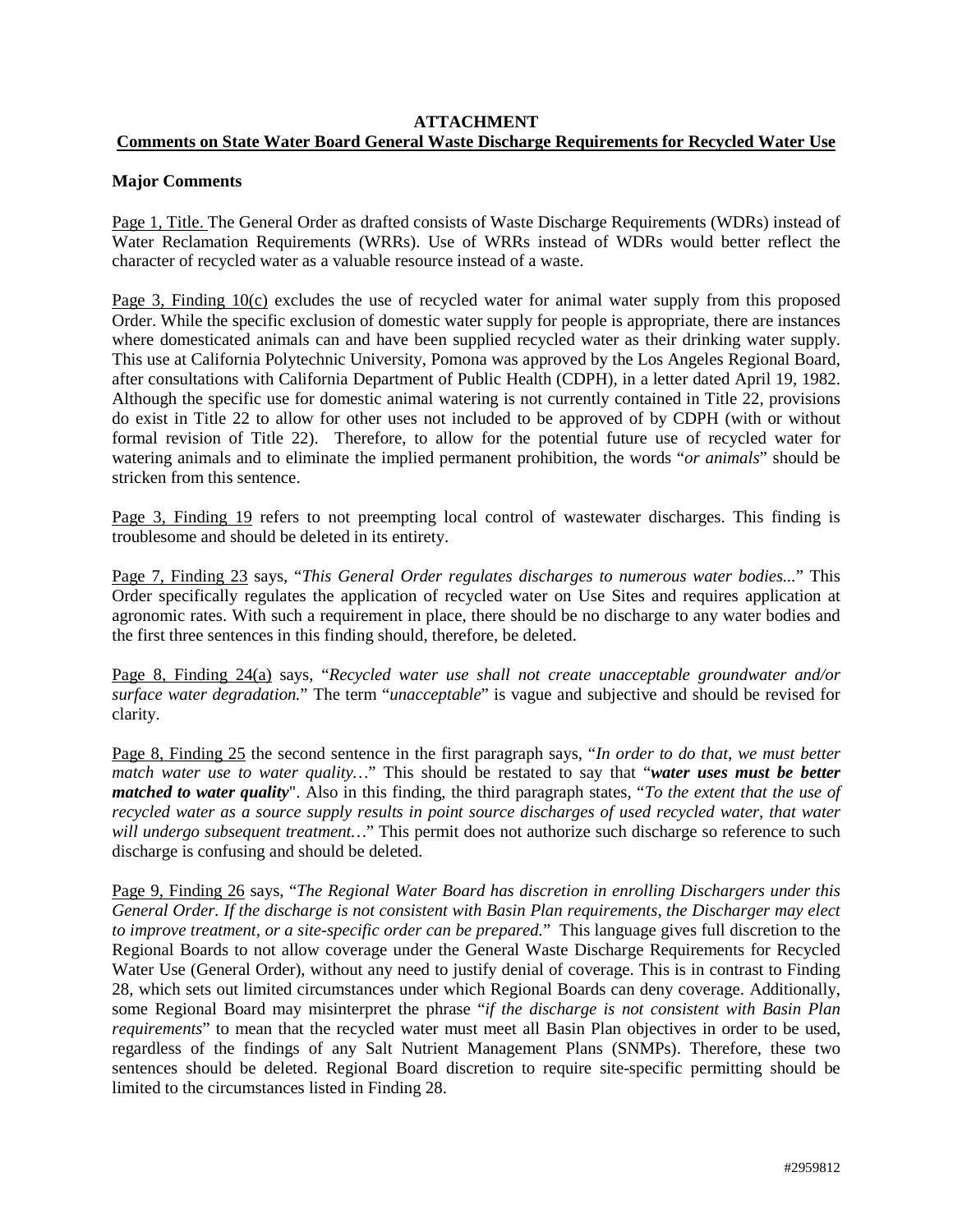**ATTACHMENT**

**Comments on State Water Board General Waste Discharge Requirements for Recycled Water Use**

**Major Comments**

Page 1, Title. The General Order as drafted consists of Waste Discharge Requirements (WDRs) instead of Water Reclamation Requirements (WRRs). Use of WRRs instead of WDRs would better reflect the character of recycled water as a valuable resource instead of a waste.

Page 3, Finding 10(c) excludes the use of recycled water for animal water supply from this proposed Order. While the specific exclusion of domestic water supply for people is appropriate, there are instances where domesticated animals can and have been supplied recycled water as their drinking water supply. This use at California Polytechnic University, Pomona was approved by the Los Angeles Regional Board, after consultations with California Department of Public Health (CDPH), in a letter dated April 19, 1982. Although the specific use for domestic animal watering is not currently contained in Title 22, provisions do exist in Title 22 to allow for other uses not included to be approved of by CDPH (with or without formal revision of Title 22). Therefore, to allow for the potential future use of recycled water for watering animals and to eliminate the implied permanent prohibition, the words "*or animals*" should be stricken from this sentence.

Page 3, Finding 19 refers to not preempting local control of wastewater discharges. This finding is troublesome and should be deleted in its entirety.

Page 7, Finding 23 says, "*This General Order regulates discharges to numerous water bodies...*" This Order specifically regulates the application of recycled water on Use Sites and requires application at agronomic rates. With such a requirement in place, there should be no discharge to any water bodies and the first three sentences in this finding should, therefore, be deleted.

Page 8, Finding 24(a) says, "*Recycled water use shall not create unacceptable groundwater and/or surface water degradation.*" The term "*unacceptable*" is vague and subjective and should be revised for clarity.

Page 8, Finding 25 the second sentence in the first paragraph says, "*In order to do that, we must better match water use to water quality…*" This should be restated to say that "***water uses must be better matched to water quality***". Also in this finding, the third paragraph states, "*To the extent that the use of recycled water as a source supply results in point source discharges of used recycled water, that water will undergo subsequent treatment…*" This permit does not authorize such discharge so reference to such discharge is confusing and should be deleted.

Page 9, Finding 26 says, "*The Regional Water Board has discretion in enrolling Dischargers under this General Order. If the discharge is not consistent with Basin Plan requirements, the Discharger may elect to improve treatment, or a site-specific order can be prepared.*" This language gives full discretion to the Regional Boards to not allow coverage under the General Waste Discharge Requirements for Recycled Water Use (General Order), without any need to justify denial of coverage. This is in contrast to Finding 28, which sets out limited circumstances under which Regional Boards can deny coverage. Additionally, some Regional Board may misinterpret the phrase "*if the discharge is not consistent with Basin Plan requirements*" to mean that the recycled water must meet all Basin Plan objectives in order to be used, regardless of the findings of any Salt Nutrient Management Plans (SNMPs). Therefore, these two sentences should be deleted. Regional Board discretion to require site-specific permitting should be limited to the circumstances listed in Finding 28.

#2959812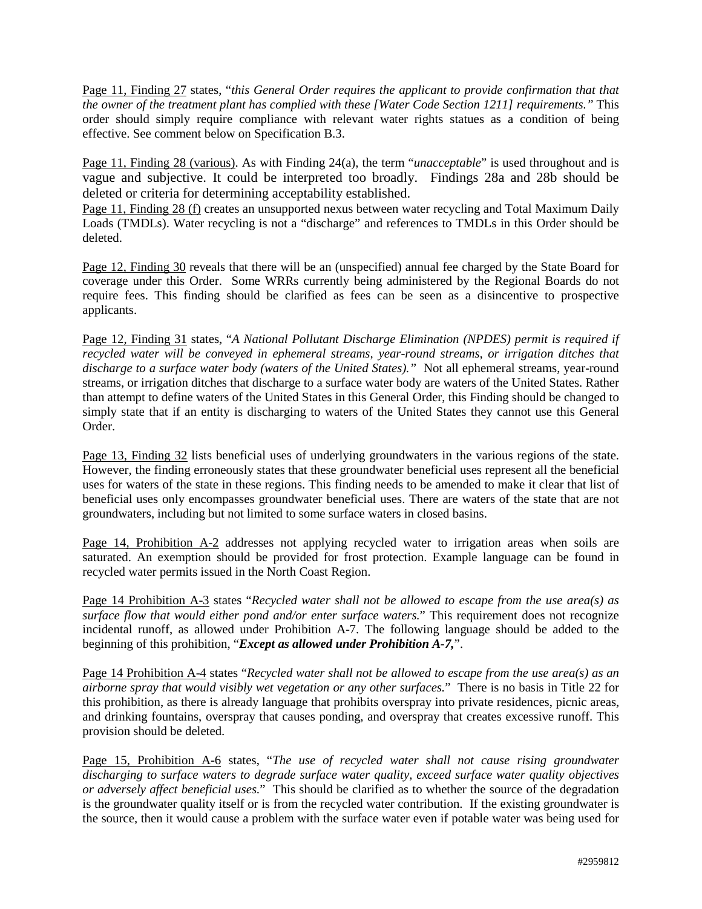Page 11, Finding 27 states, "*this General Order requires the applicant to provide confirmation that that the owner of the treatment plant has complied with these [Water Code Section 1211] requirements.*" This order should simply require compliance with relevant water rights statues as a condition of being effective. See comment below on Specification B.3.

Page 11, Finding 28 (various). As with Finding 24(a), the term "*unacceptable*" is used throughout and is vague and subjective. It could be interpreted too broadly. Findings 28a and 28b should be deleted or criteria for determining acceptability established.

Page 11, Finding 28 (f) creates an unsupported nexus between water recycling and Total Maximum Daily Loads (TMDLs). Water recycling is not a "discharge" and references to TMDLs in this Order should be deleted.

Page 12, Finding 30 reveals that there will be an (unspecified) annual fee charged by the State Board for coverage under this Order. Some WRRs currently being administered by the Regional Boards do not require fees. This finding should be clarified as fees can be seen as a disincentive to prospective applicants.

Page 12, Finding 31 states, "*A National Pollutant Discharge Elimination (NPDES) permit is required if recycled water will be conveyed in ephemeral streams, year-round streams, or irrigation ditches that discharge to a surface water body (waters of the United States).*" Not all ephemeral streams, year-round streams, or irrigation ditches that discharge to a surface water body are waters of the United States. Rather than attempt to define waters of the United States in this General Order, this Finding should be changed to simply state that if an entity is discharging to waters of the United States they cannot use this General Order.

Page 13, Finding 32 lists beneficial uses of underlying groundwaters in the various regions of the state. However, the finding erroneously states that these groundwater beneficial uses represent all the beneficial uses for waters of the state in these regions. This finding needs to be amended to make it clear that list of beneficial uses only encompasses groundwater beneficial uses. There are waters of the state that are not groundwaters, including but not limited to some surface waters in closed basins.

Page 14, Prohibition A-2 addresses not applying recycled water to irrigation areas when soils are saturated. An exemption should be provided for frost protection. Example language can be found in recycled water permits issued in the North Coast Region.

Page 14 Prohibition A-3 states "*Recycled water shall not be allowed to escape from the use area(s) as surface flow that would either pond and/or enter surface waters.*" This requirement does not recognize incidental runoff, as allowed under Prohibition A-7. The following language should be added to the beginning of this prohibition, "***Except as allowed under Prohibition A-7,***".

Page 14 Prohibition A-4 states "*Recycled water shall not be allowed to escape from the use area(s) as an airborne spray that would visibly wet vegetation or any other surfaces.*" There is no basis in Title 22 for this prohibition, as there is already language that prohibits overspray into private residences, picnic areas, and drinking fountains, overspray that causes ponding, and overspray that creates excessive runoff. This provision should be deleted.

Page 15, Prohibition A-6 states, "*The use of recycled water shall not cause rising groundwater discharging to surface waters to degrade surface water quality, exceed surface water quality objectives or adversely affect beneficial uses.*" This should be clarified as to whether the source of the degradation is the groundwater quality itself or is from the recycled water contribution. If the existing groundwater is the source, then it would cause a problem with the surface water even if potable water was being used for

#2959812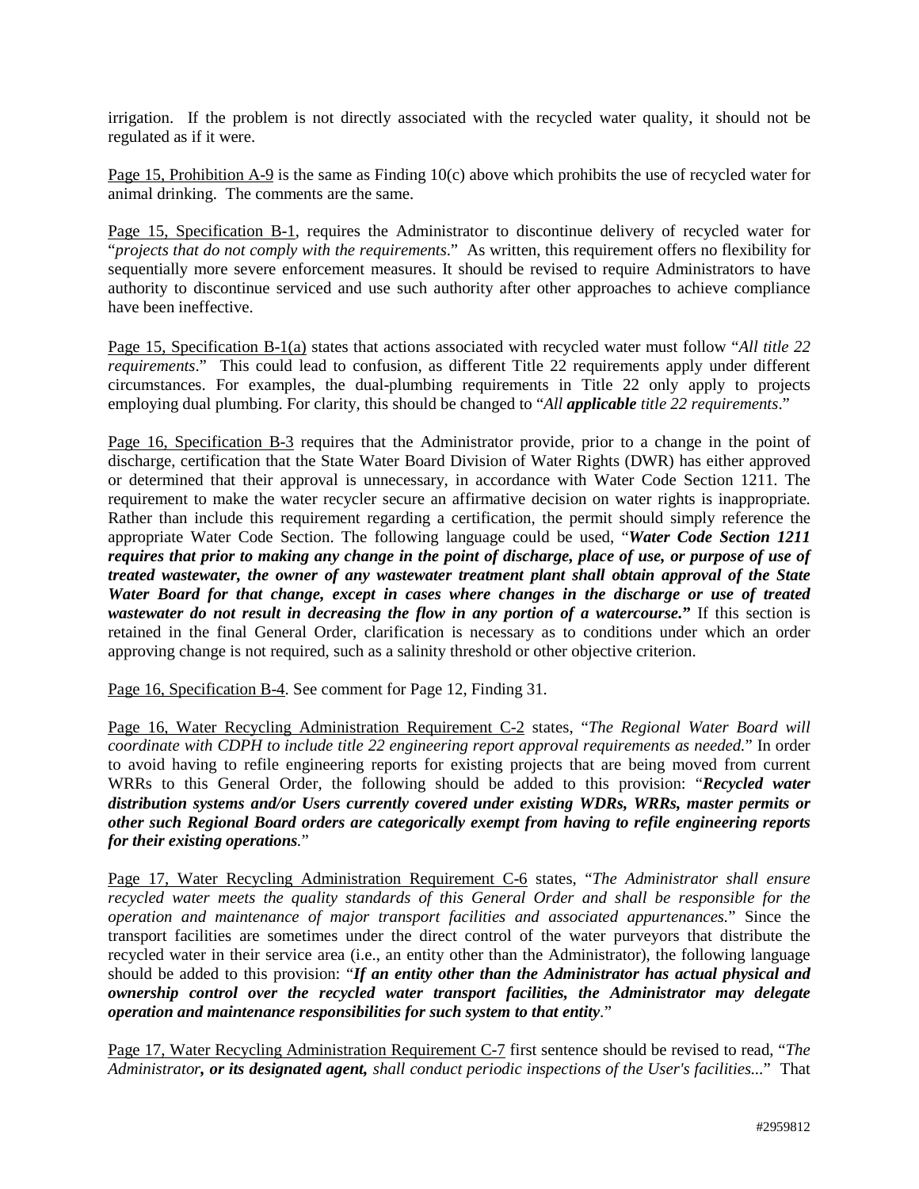irrigation. If the problem is not directly associated with the recycled water quality, it should not be regulated as if it were.

Page 15, Prohibition A-9 is the same as Finding 10(c) above which prohibits the use of recycled water for animal drinking. The comments are the same.

Page 15, Specification B-1, requires the Administrator to discontinue delivery of recycled water for "*projects that do not comply with the requirements*." As written, this requirement offers no flexibility for sequentially more severe enforcement measures. It should be revised to require Administrators to have authority to discontinue serviced and use such authority after other approaches to achieve compliance have been ineffective.

Page 15, Specification B-1(a) states that actions associated with recycled water must follow "*All title 22 requirements*." This could lead to confusion, as different Title 22 requirements apply under different circumstances. For examples, the dual-plumbing requirements in Title 22 only apply to projects employing dual plumbing. For clarity, this should be changed to "*All* ***applicable*** *title 22 requirements*."

Page 16, Specification B-3 requires that the Administrator provide, prior to a change in the point of discharge, certification that the State Water Board Division of Water Rights (DWR) has either approved or determined that their approval is unnecessary, in accordance with Water Code Section 1211. The requirement to make the water recycler secure an affirmative decision on water rights is inappropriate. Rather than include this requirement regarding a certification, the permit should simply reference the appropriate Water Code Section. The following language could be used, "***Water Code Section 1211 requires that prior to making any change in the point of discharge, place of use, or purpose of use of treated wastewater, the owner of any wastewater treatment plant shall obtain approval of the State Water Board for that change, except in cases where changes in the discharge or use of treated wastewater do not result in decreasing the flow in any portion of a watercourse.***" If this section is retained in the final General Order, clarification is necessary as to conditions under which an order approving change is not required, such as a salinity threshold or other objective criterion.

Page 16, Specification B-4. See comment for Page 12, Finding 31.

Page 16, Water Recycling Administration Requirement C-2 states, "*The Regional Water Board will coordinate with CDPH to include title 22 engineering report approval requirements as needed.*" In order to avoid having to refile engineering reports for existing projects that are being moved from current WRRs to this General Order, the following should be added to this provision: "***Recycled water distribution systems and/or Users currently covered under existing WDRs, WRRs, master permits or other such Regional Board orders are categorically exempt from having to refile engineering reports for their existing operations.***"

Page 17, Water Recycling Administration Requirement C-6 states, "*The Administrator shall ensure recycled water meets the quality standards of this General Order and shall be responsible for the operation and maintenance of major transport facilities and associated appurtenances.*" Since the transport facilities are sometimes under the direct control of the water purveyors that distribute the recycled water in their service area (i.e., an entity other than the Administrator), the following language should be added to this provision: "***If an entity other than the Administrator has actual physical and ownership control over the recycled water transport facilities, the Administrator may delegate operation and maintenance responsibilities for such system to that entity.***"

Page 17, Water Recycling Administration Requirement C-7 first sentence should be revised to read, "*The Administrator****, or its designated agent,*** *shall conduct periodic inspections of the User's facilities...*" That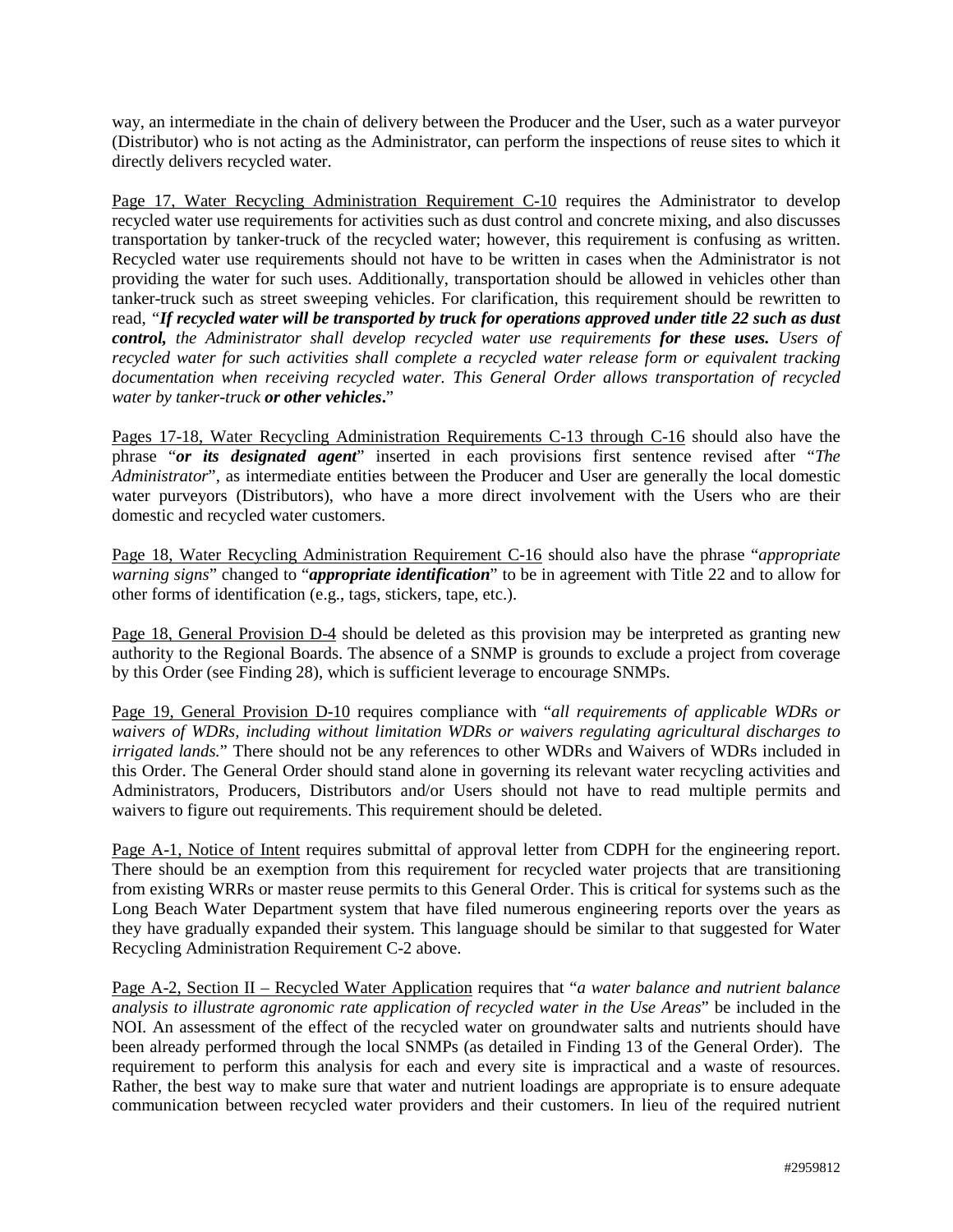way, an intermediate in the chain of delivery between the Producer and the User, such as a water purveyor (Distributor) who is not acting as the Administrator, can perform the inspections of reuse sites to which it directly delivers recycled water.

<u>Page 17, Water Recycling Administration Requirement C-10</u> requires the Administrator to develop recycled water use requirements for activities such as dust control and concrete mixing, and also discusses transportation by tanker-truck of the recycled water; however, this requirement is confusing as written. Recycled water use requirements should not have to be written in cases when the Administrator is not providing the water for such uses. Additionally, transportation should be allowed in vehicles other than tanker-truck such as street sweeping vehicles. For clarification, this requirement should be rewritten to read, "***If recycled water will be transported by truck for operations approved under title 22 such as dust control,*** *the Administrator shall develop recycled water use requirements* ***for these uses.*** *Users of recycled water for such activities shall complete a recycled water release form or equivalent tracking documentation when receiving recycled water. This General Order allows transportation of recycled water by tanker-truck* ***or other vehicles***."

<u>Pages 17-18, Water Recycling Administration Requirements C-13 through C-16</u> should also have the phrase "***or its designated agent***" inserted in each provisions first sentence revised after "*The Administrator*", as intermediate entities between the Producer and User are generally the local domestic water purveyors (Distributors), who have a more direct involvement with the Users who are their domestic and recycled water customers.

<u>Page 18, Water Recycling Administration Requirement C-16</u> should also have the phrase "*appropriate warning signs*" changed to "***appropriate identification***" to be in agreement with Title 22 and to allow for other forms of identification (e.g., tags, stickers, tape, etc.).

<u>Page 18, General Provision D-4</u> should be deleted as this provision may be interpreted as granting new authority to the Regional Boards. The absence of a SNMP is grounds to exclude a project from coverage by this Order (see Finding 28), which is sufficient leverage to encourage SNMPs.

<u>Page 19, General Provision D-10</u> requires compliance with "*all requirements of applicable WDRs or waivers of WDRs, including without limitation WDRs or waivers regulating agricultural discharges to irrigated lands.*" There should not be any references to other WDRs and Waivers of WDRs included in this Order. The General Order should stand alone in governing its relevant water recycling activities and Administrators, Producers, Distributors and/or Users should not have to read multiple permits and waivers to figure out requirements. This requirement should be deleted.

<u>Page A-1, Notice of Intent</u> requires submittal of approval letter from CDPH for the engineering report. There should be an exemption from this requirement for recycled water projects that are transitioning from existing WRRs or master reuse permits to this General Order. This is critical for systems such as the Long Beach Water Department system that have filed numerous engineering reports over the years as they have gradually expanded their system. This language should be similar to that suggested for Water Recycling Administration Requirement C-2 above.

<u>Page A-2, Section II – Recycled Water Application</u> requires that "*a water balance and nutrient balance analysis to illustrate agronomic rate application of recycled water in the Use Areas*" be included in the NOI. An assessment of the effect of the recycled water on groundwater salts and nutrients should have been already performed through the local SNMPs (as detailed in Finding 13 of the General Order). The requirement to perform this analysis for each and every site is impractical and a waste of resources. Rather, the best way to make sure that water and nutrient loadings are appropriate is to ensure adequate communication between recycled water providers and their customers. In lieu of the required nutrient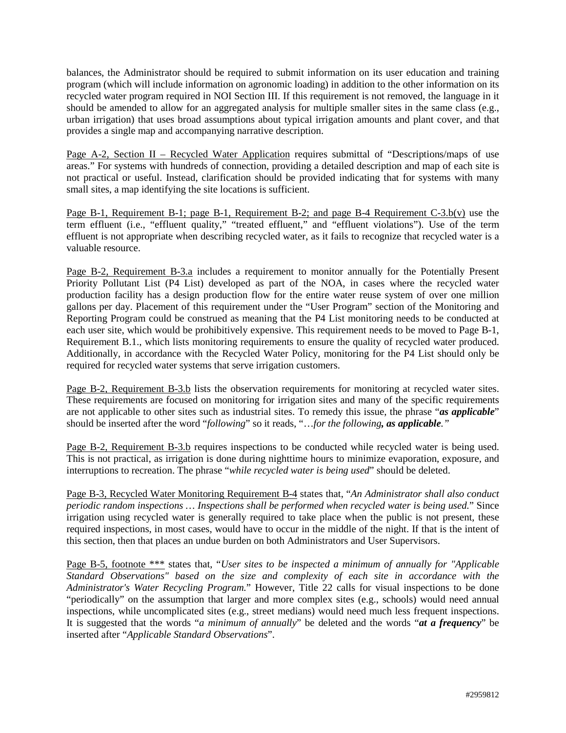balances, the Administrator should be required to submit information on its user education and training program (which will include information on agronomic loading) in addition to the other information on its recycled water program required in NOI Section III. If this requirement is not removed, the language in it should be amended to allow for an aggregated analysis for multiple smaller sites in the same class (e.g., urban irrigation) that uses broad assumptions about typical irrigation amounts and plant cover, and that provides a single map and accompanying narrative description.

<u>Page A-2, Section II – Recycled Water Application</u> requires submittal of "Descriptions/maps of use areas." For systems with hundreds of connection, providing a detailed description and map of each site is not practical or useful. Instead, clarification should be provided indicating that for systems with many small sites, a map identifying the site locations is sufficient.

<u>Page B-1, Requirement B-1; page B-1, Requirement B-2; and page B-4 Requirement C-3.b(v)</u> use the term effluent (i.e., "effluent quality," "treated effluent," and "effluent violations"). Use of the term effluent is not appropriate when describing recycled water, as it fails to recognize that recycled water is a valuable resource.

<u>Page B-2, Requirement B-3.a</u> includes a requirement to monitor annually for the Potentially Present Priority Pollutant List (P4 List) developed as part of the NOA, in cases where the recycled water production facility has a design production flow for the entire water reuse system of over one million gallons per day. Placement of this requirement under the "User Program" section of the Monitoring and Reporting Program could be construed as meaning that the P4 List monitoring needs to be conducted at each user site, which would be prohibitively expensive. This requirement needs to be moved to Page B-1, Requirement B.1., which lists monitoring requirements to ensure the quality of recycled water produced. Additionally, in accordance with the Recycled Water Policy, monitoring for the P4 List should only be required for recycled water systems that serve irrigation customers.

<u>Page B-2, Requirement B-3.b</u> lists the observation requirements for monitoring at recycled water sites. These requirements are focused on monitoring for irrigation sites and many of the specific requirements are not applicable to other sites such as industrial sites. To remedy this issue, the phrase "***as applicable***" should be inserted after the word "*following*" so it reads, "*…for the following**, as applicable**.*"

<u>Page B-2, Requirement B-3.b</u> requires inspections to be conducted while recycled water is being used. This is not practical, as irrigation is done during nighttime hours to minimize evaporation, exposure, and interruptions to recreation. The phrase "*while recycled water is being used*" should be deleted.

<u>Page B-3, Recycled Water Monitoring Requirement B-4</u> states that, "*An Administrator shall also conduct periodic random inspections … Inspections shall be performed when recycled water is being used.*" Since irrigation using recycled water is generally required to take place when the public is not present, these required inspections, in most cases, would have to occur in the middle of the night. If that is the intent of this section, then that places an undue burden on both Administrators and User Supervisors.

<u>Page B-5, footnote ***</u> states that, "*User sites to be inspected a minimum of annually for "Applicable Standard Observations" based on the size and complexity of each site in accordance with the Administrator's Water Recycling Program.*" However, Title 22 calls for visual inspections to be done "periodically" on the assumption that larger and more complex sites (e.g., schools) would need annual inspections, while uncomplicated sites (e.g., street medians) would need much less frequent inspections. It is suggested that the words "*a minimum of annually*" be deleted and the words "***at a frequency***" be inserted after "*Applicable Standard Observations*".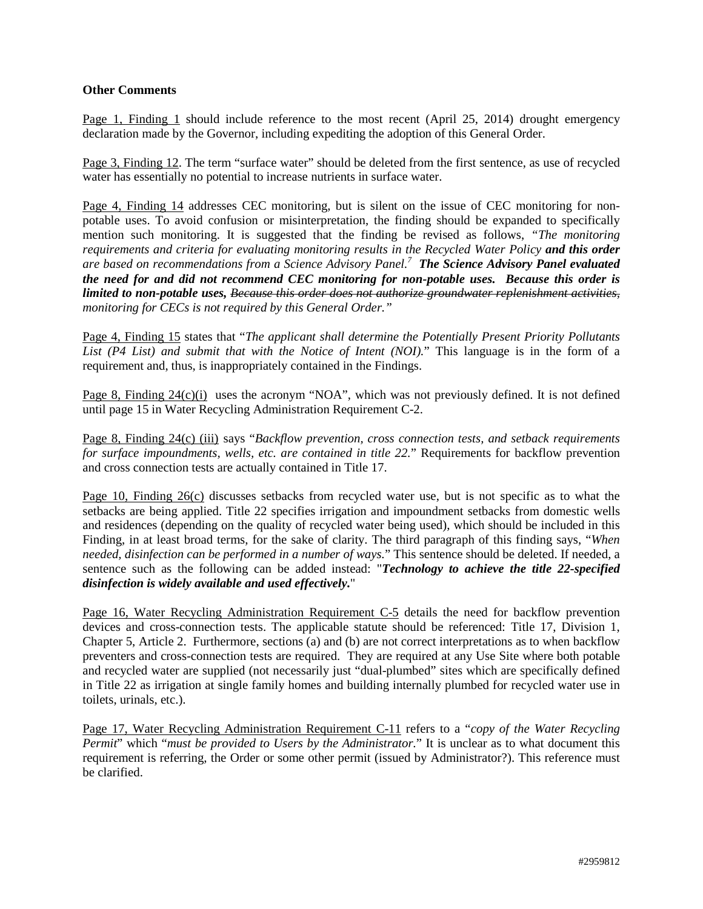**Other Comments**

Page 1, Finding 1 should include reference to the most recent (April 25, 2014) drought emergency declaration made by the Governor, including expediting the adoption of this General Order.

Page 3, Finding 12. The term "surface water" should be deleted from the first sentence, as use of recycled water has essentially no potential to increase nutrients in surface water.

Page 4, Finding 14 addresses CEC monitoring, but is silent on the issue of CEC monitoring for non-potable uses. To avoid confusion or misinterpretation, the finding should be expanded to specifically mention such monitoring. It is suggested that the finding be revised as follows, *"The monitoring requirements and criteria for evaluating monitoring results in the Recycled Water Policy* ***and this order*** *are based on recommendations from a Science Advisory Panel.*[7] ***The Science Advisory Panel evaluated the need for and did not recommend CEC monitoring for non-potable uses. Because this order is limited to non-potable uses,*** *~~Because this order does not authorize groundwater replenishment activities,~~ monitoring for CECs is not required by this General Order."*

Page 4, Finding 15 states that "*The applicant shall determine the Potentially Present Priority Pollutants List (P4 List) and submit that with the Notice of Intent (NOI).*" This language is in the form of a requirement and, thus, is inappropriately contained in the Findings.

Page 8, Finding 24(c)(i) uses the acronym "NOA", which was not previously defined. It is not defined until page 15 in Water Recycling Administration Requirement C-2.

Page 8, Finding 24(c) (iii) says "*Backflow prevention, cross connection tests, and setback requirements for surface impoundments, wells, etc. are contained in title 22.*" Requirements for backflow prevention and cross connection tests are actually contained in Title 17.

Page 10, Finding 26(c) discusses setbacks from recycled water use, but is not specific as to what the setbacks are being applied. Title 22 specifies irrigation and impoundment setbacks from domestic wells and residences (depending on the quality of recycled water being used), which should be included in this Finding, in at least broad terms, for the sake of clarity. The third paragraph of this finding says, "*When needed, disinfection can be performed in a number of ways.*" This sentence should be deleted. If needed, a sentence such as the following can be added instead: "***Technology to achieve the title 22-specified disinfection is widely available and used effectively.***"

Page 16, Water Recycling Administration Requirement C-5 details the need for backflow prevention devices and cross-connection tests. The applicable statute should be referenced: Title 17, Division 1, Chapter 5, Article 2. Furthermore, sections (a) and (b) are not correct interpretations as to when backflow preventers and cross-connection tests are required. They are required at any Use Site where both potable and recycled water are supplied (not necessarily just "dual-plumbed" sites which are specifically defined in Title 22 as irrigation at single family homes and building internally plumbed for recycled water use in toilets, urinals, etc.).

Page 17, Water Recycling Administration Requirement C-11 refers to a "*copy of the Water Recycling Permit*" which "*must be provided to Users by the Administrator.*" It is unclear as to what document this requirement is referring, the Order or some other permit (issued by Administrator?). This reference must be clarified.

#2959812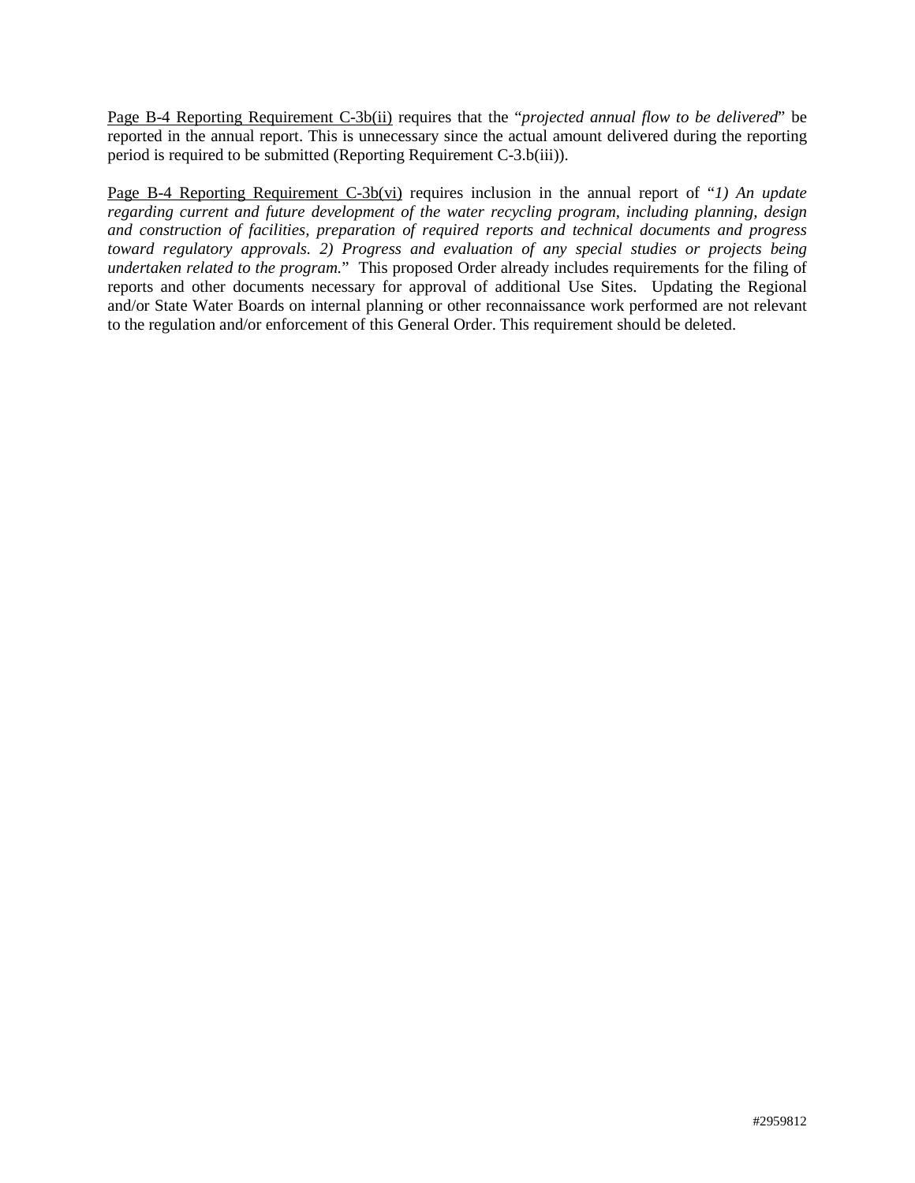Page B-4 Reporting Requirement C-3b(ii) requires that the "*projected annual flow to be delivered*" be reported in the annual report. This is unnecessary since the actual amount delivered during the reporting period is required to be submitted (Reporting Requirement C-3.b(iii)).

Page B-4 Reporting Requirement C-3b(vi) requires inclusion in the annual report of "*1) An update regarding current and future development of the water recycling program, including planning, design and construction of facilities, preparation of required reports and technical documents and progress toward regulatory approvals. 2) Progress and evaluation of any special studies or projects being undertaken related to the program.*" This proposed Order already includes requirements for the filing of reports and other documents necessary for approval of additional Use Sites. Updating the Regional and/or State Water Boards on internal planning or other reconnaissance work performed are not relevant to the regulation and/or enforcement of this General Order. This requirement should be deleted.

#2959812